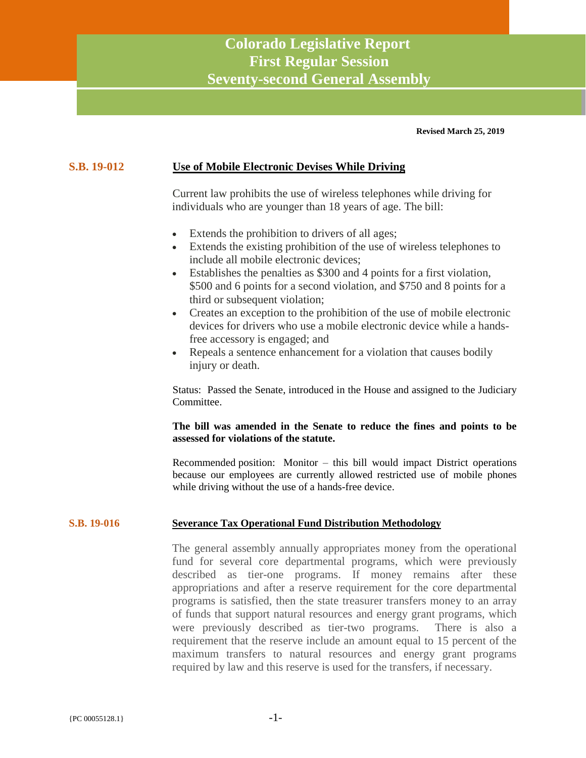# Colorado Legislative Report
# First Regular Session
# Seventy-second General Assembly

**Revised March 25, 2019**

## S.B. 19-012 — Use of Mobile Electronic Devises While Driving

Current law prohibits the use of wireless telephones while driving for individuals who are younger than 18 years of age. The bill:

- Extends the prohibition to drivers of all ages;
- Extends the existing prohibition of the use of wireless telephones to include all mobile electronic devices;
- Establishes the penalties as $300 and 4 points for a first violation, $500 and 6 points for a second violation, and $750 and 8 points for a third or subsequent violation;
- Creates an exception to the prohibition of the use of mobile electronic devices for drivers who use a mobile electronic device while a hands-free accessory is engaged; and
- Repeals a sentence enhancement for a violation that causes bodily injury or death.

Status: Passed the Senate, introduced in the House and assigned to the Judiciary Committee.

**The bill was amended in the Senate to reduce the fines and points to be assessed for violations of the statute.**

Recommended position: Monitor – this bill would impact District operations because our employees are currently allowed restricted use of mobile phones while driving without the use of a hands-free device.

## S.B. 19-016 — Severance Tax Operational Fund Distribution Methodology

The general assembly annually appropriates money from the operational fund for several core departmental programs, which were previously described as tier-one programs. If money remains after these appropriations and after a reserve requirement for the core departmental programs is satisfied, then the state treasurer transfers money to an array of funds that support natural resources and energy grant programs, which were previously described as tier-two programs. There is also a requirement that the reserve include an amount equal to 15 percent of the maximum transfers to natural resources and energy grant programs required by law and this reserve is used for the transfers, if necessary.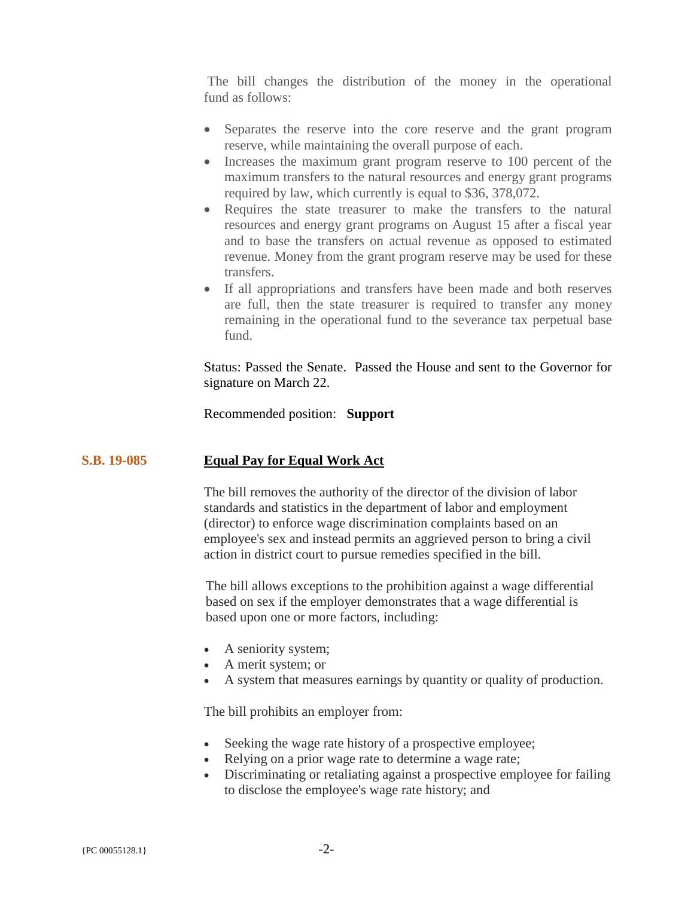The bill changes the distribution of the money in the operational fund as follows:

- Separates the reserve into the core reserve and the grant program reserve, while maintaining the overall purpose of each.
- Increases the maximum grant program reserve to 100 percent of the maximum transfers to the natural resources and energy grant programs required by law, which currently is equal to $36, 378,072.
- Requires the state treasurer to make the transfers to the natural resources and energy grant programs on August 15 after a fiscal year and to base the transfers on actual revenue as opposed to estimated revenue. Money from the grant program reserve may be used for these transfers.
- If all appropriations and transfers have been made and both reserves are full, then the state treasurer is required to transfer any money remaining in the operational fund to the severance tax perpetual base fund.

Status: Passed the Senate. Passed the House and sent to the Governor for signature on March 22.

Recommended position: **Support**

## S.B. 19-085 Equal Pay for Equal Work Act

The bill removes the authority of the director of the division of labor standards and statistics in the department of labor and employment (director) to enforce wage discrimination complaints based on an employee's sex and instead permits an aggrieved person to bring a civil action in district court to pursue remedies specified in the bill.

The bill allows exceptions to the prohibition against a wage differential based on sex if the employer demonstrates that a wage differential is based upon one or more factors, including:

- A seniority system;
- A merit system; or
- A system that measures earnings by quantity or quality of production.

The bill prohibits an employer from:

- Seeking the wage rate history of a prospective employee;
- Relying on a prior wage rate to determine a wage rate;
- Discriminating or retaliating against a prospective employee for failing to disclose the employee's wage rate history; and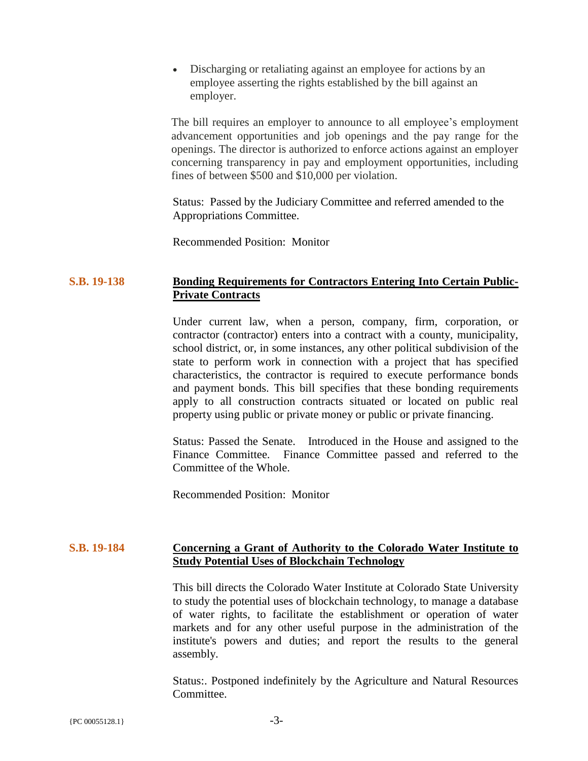- Discharging or retaliating against an employee for actions by an employee asserting the rights established by the bill against an employer.

The bill requires an employer to announce to all employee's employment advancement opportunities and job openings and the pay range for the openings. The director is authorized to enforce actions against an employer concerning transparency in pay and employment opportunities, including fines of between $500 and $10,000 per violation.

Status: Passed by the Judiciary Committee and referred amended to the Appropriations Committee.

Recommended Position: Monitor

## S.B. 19-138 — Bonding Requirements for Contractors Entering Into Certain Public-Private Contracts

Under current law, when a person, company, firm, corporation, or contractor (contractor) enters into a contract with a county, municipality, school district, or, in some instances, any other political subdivision of the state to perform work in connection with a project that has specified characteristics, the contractor is required to execute performance bonds and payment bonds. This bill specifies that these bonding requirements apply to all construction contracts situated or located on public real property using public or private money or public or private financing.

Status: Passed the Senate. Introduced in the House and assigned to the Finance Committee. Finance Committee passed and referred to the Committee of the Whole.

Recommended Position: Monitor

## S.B. 19-184 — Concerning a Grant of Authority to the Colorado Water Institute to Study Potential Uses of Blockchain Technology

This bill directs the Colorado Water Institute at Colorado State University to study the potential uses of blockchain technology, to manage a database of water rights, to facilitate the establishment or operation of water markets and for any other useful purpose in the administration of the institute's powers and duties; and report the results to the general assembly.

Status:. Postponed indefinitely by the Agriculture and Natural Resources Committee.

{PC 00055128.1}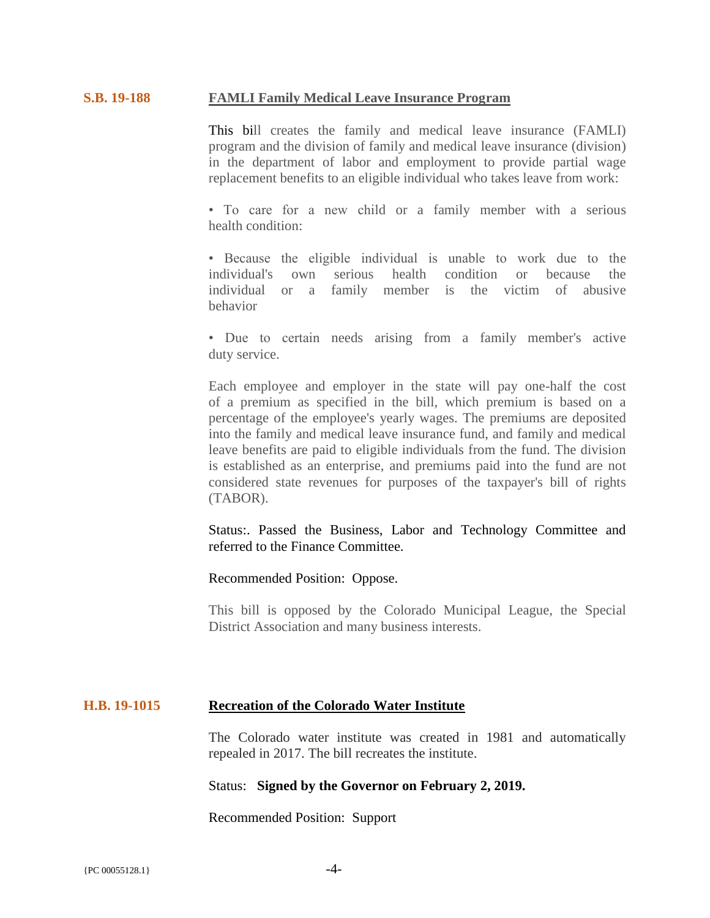**S.B. 19-188** **FAMLI Family Medical Leave Insurance Program**

This bill creates the family and medical leave insurance (FAMLI) program and the division of family and medical leave insurance (division) in the department of labor and employment to provide partial wage replacement benefits to an eligible individual who takes leave from work:

• To care for a new child or a family member with a serious health condition:

• Because the eligible individual is unable to work due to the individual's own serious health condition or because the individual or a family member is the victim of abusive behavior

• Due to certain needs arising from a family member's active duty service.

Each employee and employer in the state will pay one-half the cost of a premium as specified in the bill, which premium is based on a percentage of the employee's yearly wages. The premiums are deposited into the family and medical leave insurance fund, and family and medical leave benefits are paid to eligible individuals from the fund. The division is established as an enterprise, and premiums paid into the fund are not considered state revenues for purposes of the taxpayer's bill of rights (TABOR).

Status:. Passed the Business, Labor and Technology Committee and referred to the Finance Committee.

Recommended Position: Oppose.

This bill is opposed by the Colorado Municipal League, the Special District Association and many business interests.

**H.B. 19-1015** **Recreation of the Colorado Water Institute**

The Colorado water institute was created in 1981 and automatically repealed in 2017. The bill recreates the institute.

Status: **Signed by the Governor on February 2, 2019.**

Recommended Position: Support

{PC 00055128.1}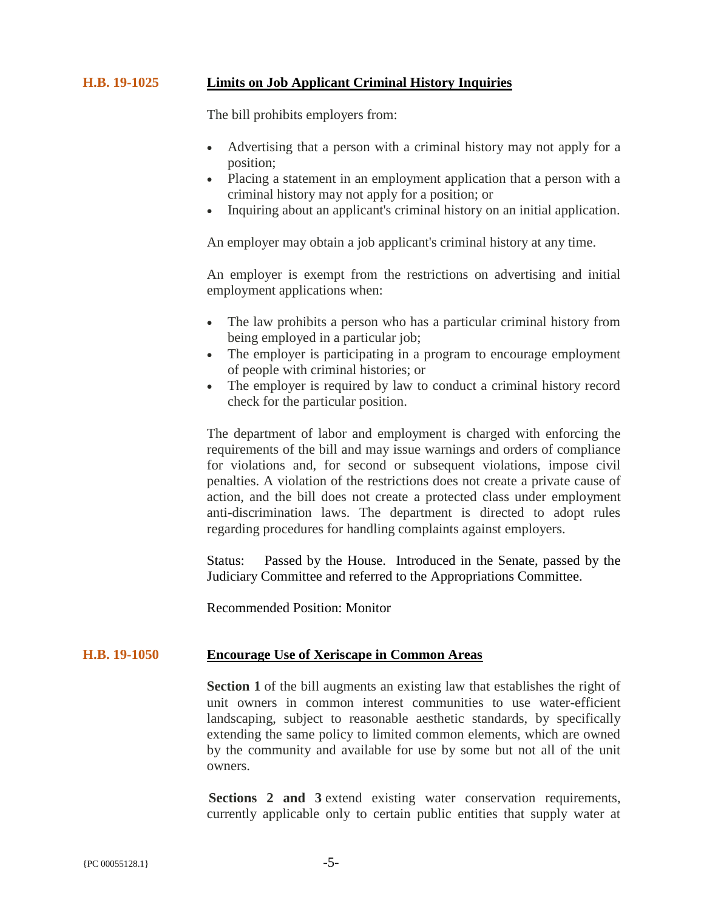## H.B. 19-1025 Limits on Job Applicant Criminal History Inquiries

The bill prohibits employers from:

- Advertising that a person with a criminal history may not apply for a position;
- Placing a statement in an employment application that a person with a criminal history may not apply for a position; or
- Inquiring about an applicant's criminal history on an initial application.

An employer may obtain a job applicant's criminal history at any time.

An employer is exempt from the restrictions on advertising and initial employment applications when:

- The law prohibits a person who has a particular criminal history from being employed in a particular job;
- The employer is participating in a program to encourage employment of people with criminal histories; or
- The employer is required by law to conduct a criminal history record check for the particular position.

The department of labor and employment is charged with enforcing the requirements of the bill and may issue warnings and orders of compliance for violations and, for second or subsequent violations, impose civil penalties. A violation of the restrictions does not create a private cause of action, and the bill does not create a protected class under employment anti-discrimination laws. The department is directed to adopt rules regarding procedures for handling complaints against employers.

Status: Passed by the House. Introduced in the Senate, passed by the Judiciary Committee and referred to the Appropriations Committee.

Recommended Position: Monitor

## H.B. 19-1050 Encourage Use of Xeriscape in Common Areas

**Section 1** of the bill augments an existing law that establishes the right of unit owners in common interest communities to use water-efficient landscaping, subject to reasonable aesthetic standards, by specifically extending the same policy to limited common elements, which are owned by the community and available for use by some but not all of the unit owners.

**Sections 2 and 3** extend existing water conservation requirements, currently applicable only to certain public entities that supply water at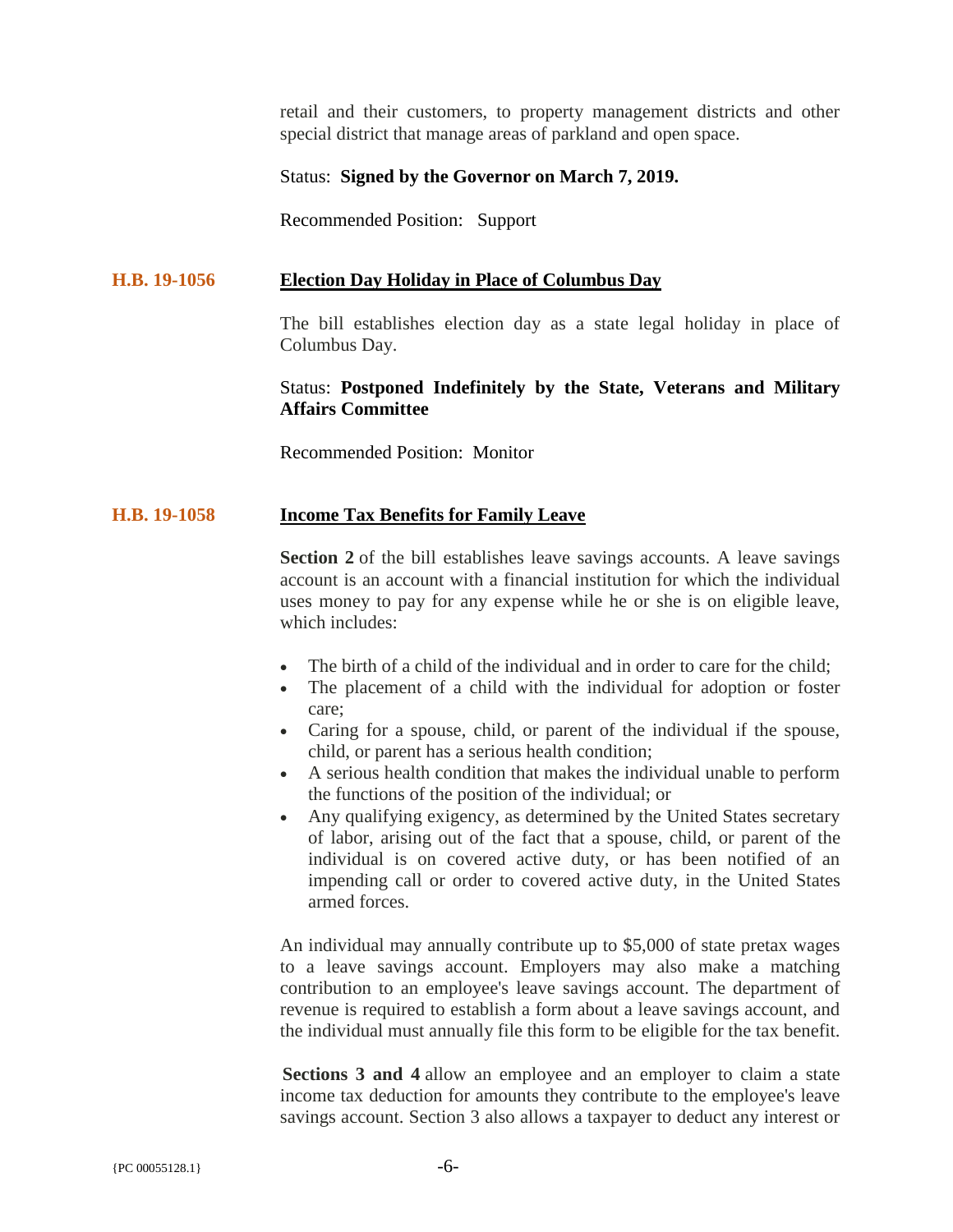retail and their customers, to property management districts and other special district that manage areas of parkland and open space.

Status: **Signed by the Governor on March 7, 2019.**

Recommended Position: Support

**H.B. 19-1056** **Election Day Holiday in Place of Columbus Day**

The bill establishes election day as a state legal holiday in place of Columbus Day.

Status: **Postponed Indefinitely by the State, Veterans and Military Affairs Committee**

Recommended Position: Monitor

**H.B. 19-1058** **Income Tax Benefits for Family Leave**

**Section 2** of the bill establishes leave savings accounts. A leave savings account is an account with a financial institution for which the individual uses money to pay for any expense while he or she is on eligible leave, which includes:

- The birth of a child of the individual and in order to care for the child;
- The placement of a child with the individual for adoption or foster care;
- Caring for a spouse, child, or parent of the individual if the spouse, child, or parent has a serious health condition;
- A serious health condition that makes the individual unable to perform the functions of the position of the individual; or
- Any qualifying exigency, as determined by the United States secretary of labor, arising out of the fact that a spouse, child, or parent of the individual is on covered active duty, or has been notified of an impending call or order to covered active duty, in the United States armed forces.

An individual may annually contribute up to $5,000 of state pretax wages to a leave savings account. Employers may also make a matching contribution to an employee's leave savings account. The department of revenue is required to establish a form about a leave savings account, and the individual must annually file this form to be eligible for the tax benefit.

**Sections 3 and 4** allow an employee and an employer to claim a state income tax deduction for amounts they contribute to the employee's leave savings account. Section 3 also allows a taxpayer to deduct any interest or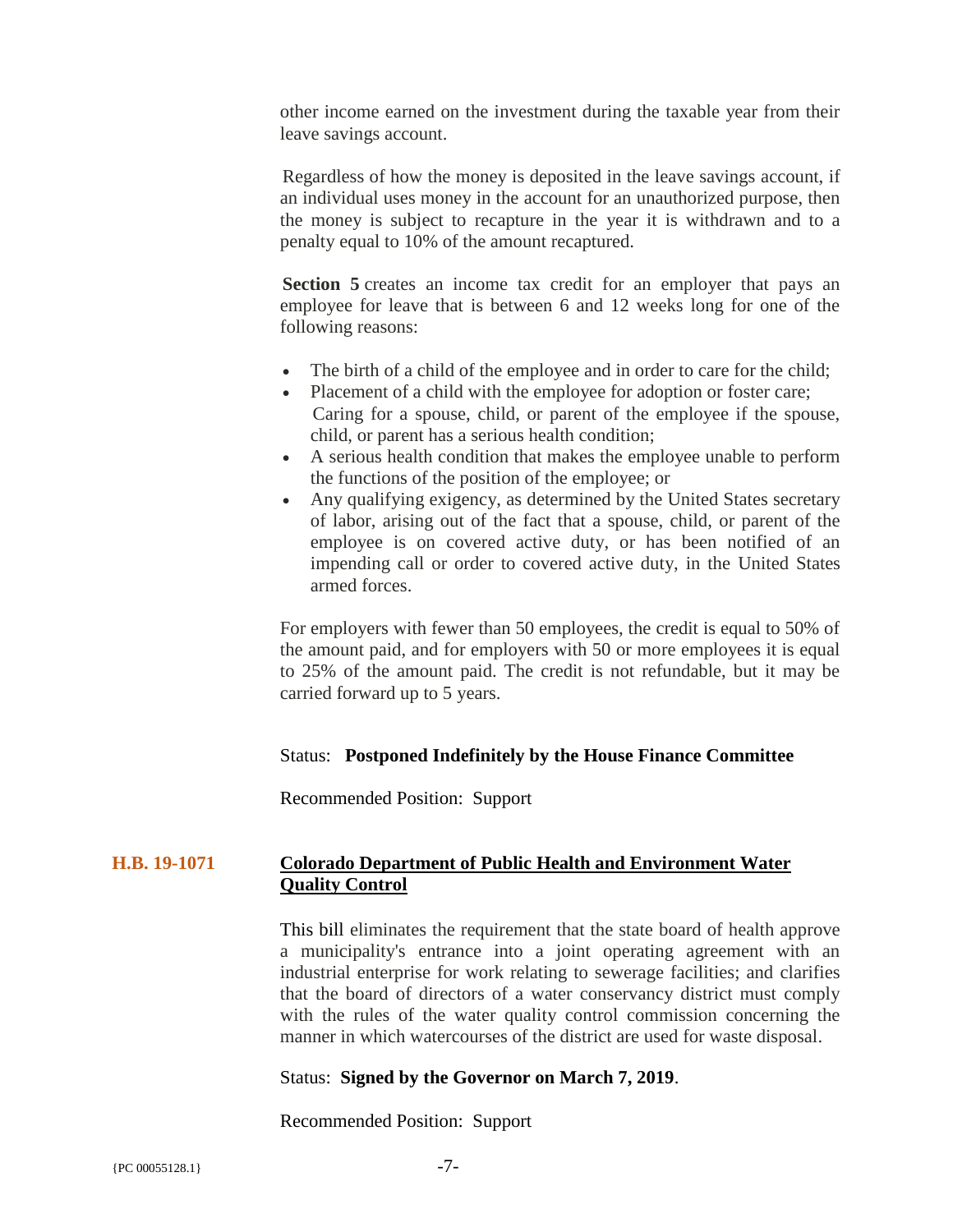other income earned on the investment during the taxable year from their leave savings account.

Regardless of how the money is deposited in the leave savings account, if an individual uses money in the account for an unauthorized purpose, then the money is subject to recapture in the year it is withdrawn and to a penalty equal to 10% of the amount recaptured.

**Section 5** creates an income tax credit for an employer that pays an employee for leave that is between 6 and 12 weeks long for one of the following reasons:

- The birth of a child of the employee and in order to care for the child;
- Placement of a child with the employee for adoption or foster care; Caring for a spouse, child, or parent of the employee if the spouse, child, or parent has a serious health condition;
- A serious health condition that makes the employee unable to perform the functions of the position of the employee; or
- Any qualifying exigency, as determined by the United States secretary of labor, arising out of the fact that a spouse, child, or parent of the employee is on covered active duty, or has been notified of an impending call or order to covered active duty, in the United States armed forces.

For employers with fewer than 50 employees, the credit is equal to 50% of the amount paid, and for employers with 50 or more employees it is equal to 25% of the amount paid. The credit is not refundable, but it may be carried forward up to 5 years.

Status: **Postponed Indefinitely by the House Finance Committee**

Recommended Position: Support

## H.B. 19-1071 **Colorado Department of Public Health and Environment Water Quality Control**

This bill eliminates the requirement that the state board of health approve a municipality's entrance into a joint operating agreement with an industrial enterprise for work relating to sewerage facilities; and clarifies that the board of directors of a water conservancy district must comply with the rules of the water quality control commission concerning the manner in which watercourses of the district are used for waste disposal.

Status: **Signed by the Governor on March 7, 2019**.

Recommended Position: Support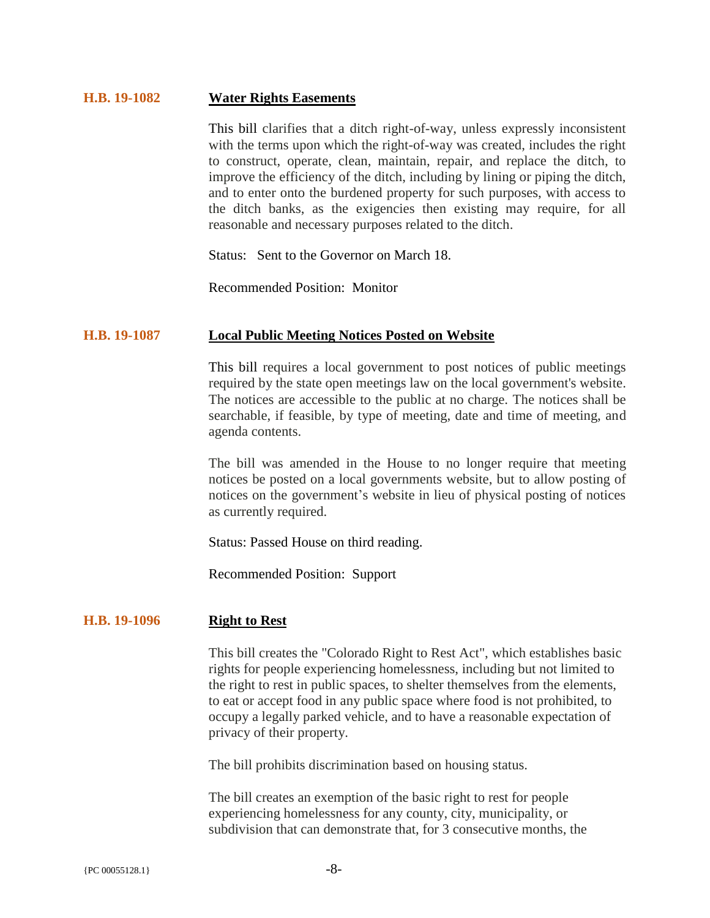### H.B. 19-1082 **Water Rights Easements**

This bill clarifies that a ditch right-of-way, unless expressly inconsistent with the terms upon which the right-of-way was created, includes the right to construct, operate, clean, maintain, repair, and replace the ditch, to improve the efficiency of the ditch, including by lining or piping the ditch, and to enter onto the burdened property for such purposes, with access to the ditch banks, as the exigencies then existing may require, for all reasonable and necessary purposes related to the ditch.

Status: Sent to the Governor on March 18.

Recommended Position: Monitor

### H.B. 19-1087 **Local Public Meeting Notices Posted on Website**

This bill requires a local government to post notices of public meetings required by the state open meetings law on the local government's website. The notices are accessible to the public at no charge. The notices shall be searchable, if feasible, by type of meeting, date and time of meeting, and agenda contents.

The bill was amended in the House to no longer require that meeting notices be posted on a local governments website, but to allow posting of notices on the government's website in lieu of physical posting of notices as currently required.

Status: Passed House on third reading.

Recommended Position: Support

### H.B. 19-1096 **Right to Rest**

This bill creates the "Colorado Right to Rest Act", which establishes basic rights for people experiencing homelessness, including but not limited to the right to rest in public spaces, to shelter themselves from the elements, to eat or accept food in any public space where food is not prohibited, to occupy a legally parked vehicle, and to have a reasonable expectation of privacy of their property.

The bill prohibits discrimination based on housing status.

The bill creates an exemption of the basic right to rest for people experiencing homelessness for any county, city, municipality, or subdivision that can demonstrate that, for 3 consecutive months, the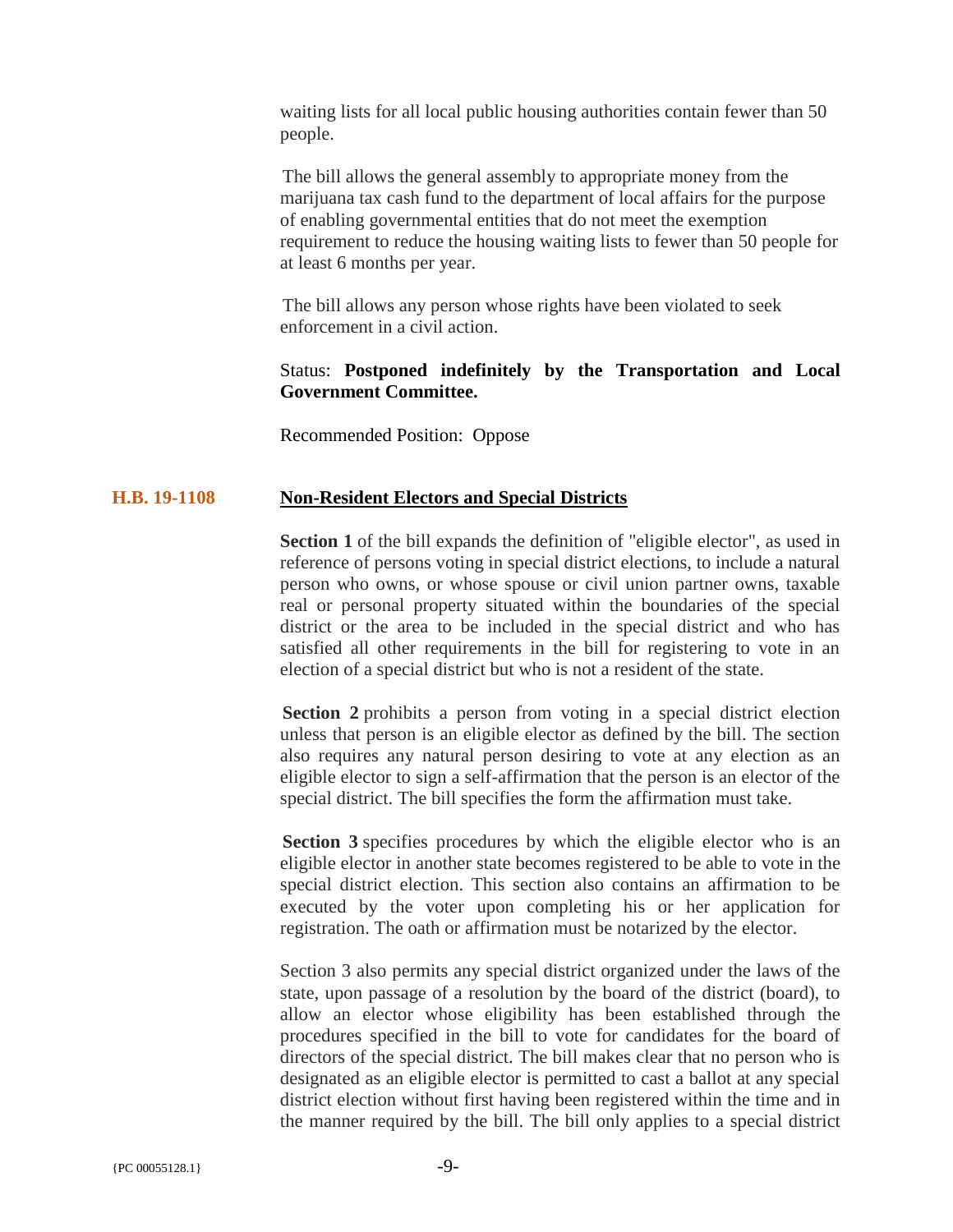waiting lists for all local public housing authorities contain fewer than 50 people.

The bill allows the general assembly to appropriate money from the marijuana tax cash fund to the department of local affairs for the purpose of enabling governmental entities that do not meet the exemption requirement to reduce the housing waiting lists to fewer than 50 people for at least 6 months per year.

The bill allows any person whose rights have been violated to seek enforcement in a civil action.

Status: **Postponed indefinitely by the Transportation and Local Government Committee.**

Recommended Position: Oppose

## H.B. 19-1108 Non-Resident Electors and Special Districts

**Section 1** of the bill expands the definition of "eligible elector", as used in reference of persons voting in special district elections, to include a natural person who owns, or whose spouse or civil union partner owns, taxable real or personal property situated within the boundaries of the special district or the area to be included in the special district and who has satisfied all other requirements in the bill for registering to vote in an election of a special district but who is not a resident of the state.

**Section 2** prohibits a person from voting in a special district election unless that person is an eligible elector as defined by the bill. The section also requires any natural person desiring to vote at any election as an eligible elector to sign a self-affirmation that the person is an elector of the special district. The bill specifies the form the affirmation must take.

**Section 3** specifies procedures by which the eligible elector who is an eligible elector in another state becomes registered to be able to vote in the special district election. This section also contains an affirmation to be executed by the voter upon completing his or her application for registration. The oath or affirmation must be notarized by the elector.

Section 3 also permits any special district organized under the laws of the state, upon passage of a resolution by the board of the district (board), to allow an elector whose eligibility has been established through the procedures specified in the bill to vote for candidates for the board of directors of the special district. The bill makes clear that no person who is designated as an eligible elector is permitted to cast a ballot at any special district election without first having been registered within the time and in the manner required by the bill. The bill only applies to a special district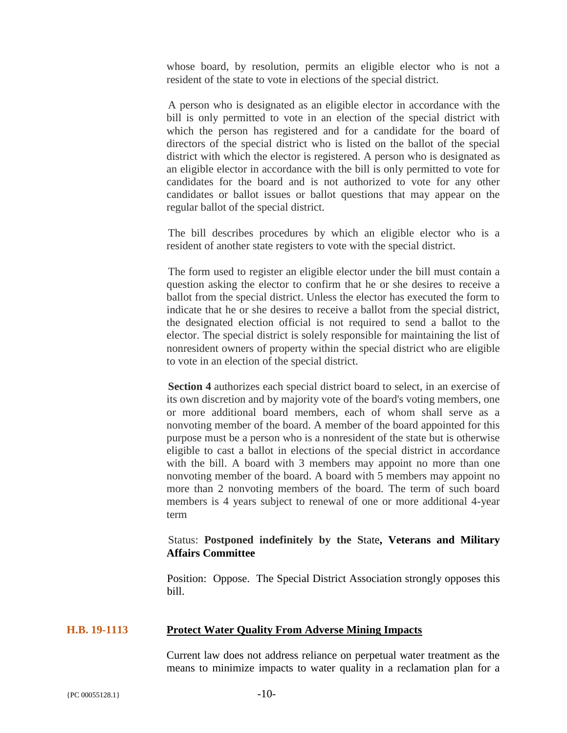whose board, by resolution, permits an eligible elector who is not a resident of the state to vote in elections of the special district.

A person who is designated as an eligible elector in accordance with the bill is only permitted to vote in an election of the special district with which the person has registered and for a candidate for the board of directors of the special district who is listed on the ballot of the special district with which the elector is registered. A person who is designated as an eligible elector in accordance with the bill is only permitted to vote for candidates for the board and is not authorized to vote for any other candidates or ballot issues or ballot questions that may appear on the regular ballot of the special district.

The bill describes procedures by which an eligible elector who is a resident of another state registers to vote with the special district.

The form used to register an eligible elector under the bill must contain a question asking the elector to confirm that he or she desires to receive a ballot from the special district. Unless the elector has executed the form to indicate that he or she desires to receive a ballot from the special district, the designated election official is not required to send a ballot to the elector. The special district is solely responsible for maintaining the list of nonresident owners of property within the special district who are eligible to vote in an election of the special district.

**Section 4** authorizes each special district board to select, in an exercise of its own discretion and by majority vote of the board's voting members, one or more additional board members, each of whom shall serve as a nonvoting member of the board. A member of the board appointed for this purpose must be a person who is a nonresident of the state but is otherwise eligible to cast a ballot in elections of the special district in accordance with the bill. A board with 3 members may appoint no more than one nonvoting member of the board. A board with 5 members may appoint no more than 2 nonvoting members of the board. The term of such board members is 4 years subject to renewal of one or more additional 4-year term

Status: **Postponed indefinitely by the** State**, Veterans and Military Affairs Committee**

Position: Oppose. The Special District Association strongly opposes this bill.

## H.B. 19-1113 Protect Water Quality From Adverse Mining Impacts

Current law does not address reliance on perpetual water treatment as the means to minimize impacts to water quality in a reclamation plan for a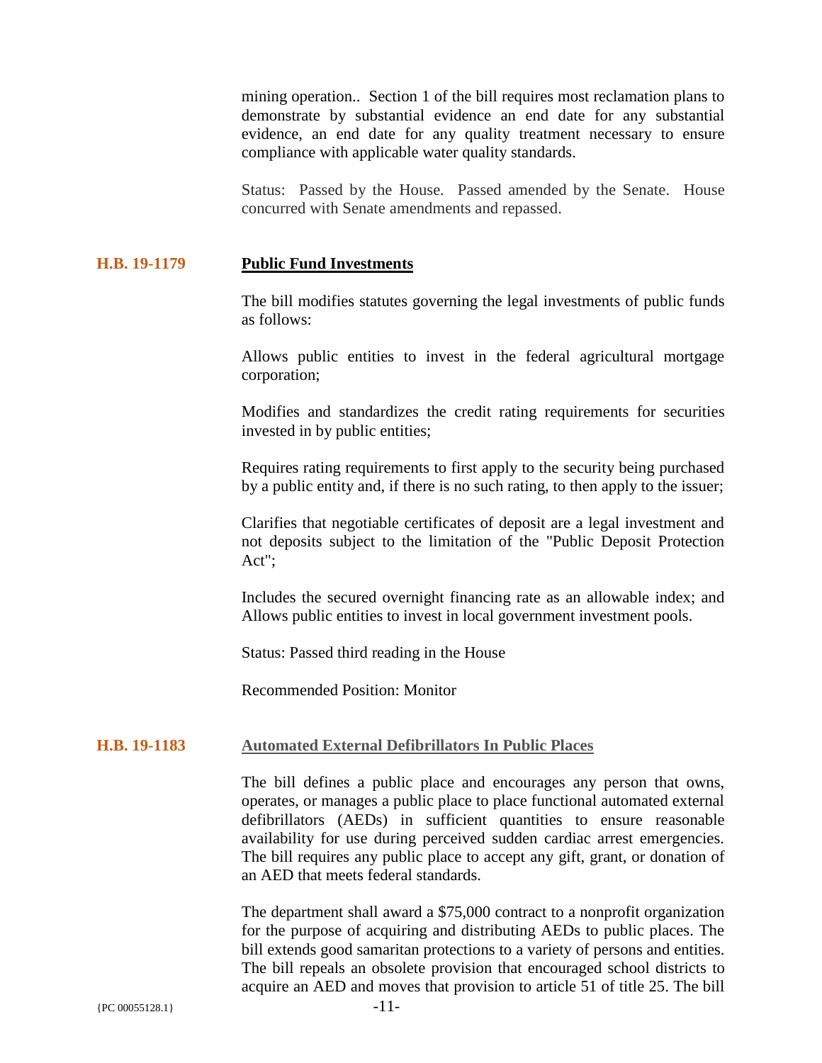mining operation.. Section 1 of the bill requires most reclamation plans to demonstrate by substantial evidence an end date for any substantial evidence, an end date for any quality treatment necessary to ensure compliance with applicable water quality standards.

Status: Passed by the House. Passed amended by the Senate. House concurred with Senate amendments and repassed.

**H.B. 19-1179** **Public Fund Investments**

The bill modifies statutes governing the legal investments of public funds as follows:

Allows public entities to invest in the federal agricultural mortgage corporation;

Modifies and standardizes the credit rating requirements for securities invested in by public entities;

Requires rating requirements to first apply to the security being purchased by a public entity and, if there is no such rating, to then apply to the issuer;

Clarifies that negotiable certificates of deposit are a legal investment and not deposits subject to the limitation of the "Public Deposit Protection Act";

Includes the secured overnight financing rate as an allowable index; and Allows public entities to invest in local government investment pools.

Status: Passed third reading in the House

Recommended Position: Monitor

**H.B. 19-1183** **Automated External Defibrillators In Public Places**

The bill defines a public place and encourages any person that owns, operates, or manages a public place to place functional automated external defibrillators (AEDs) in sufficient quantities to ensure reasonable availability for use during perceived sudden cardiac arrest emergencies. The bill requires any public place to accept any gift, grant, or donation of an AED that meets federal standards.

The department shall award a $75,000 contract to a nonprofit organization for the purpose of acquiring and distributing AEDs to public places. The bill extends good samaritan protections to a variety of persons and entities. The bill repeals an obsolete provision that encouraged school districts to acquire an AED and moves that provision to article 51 of title 25. The bill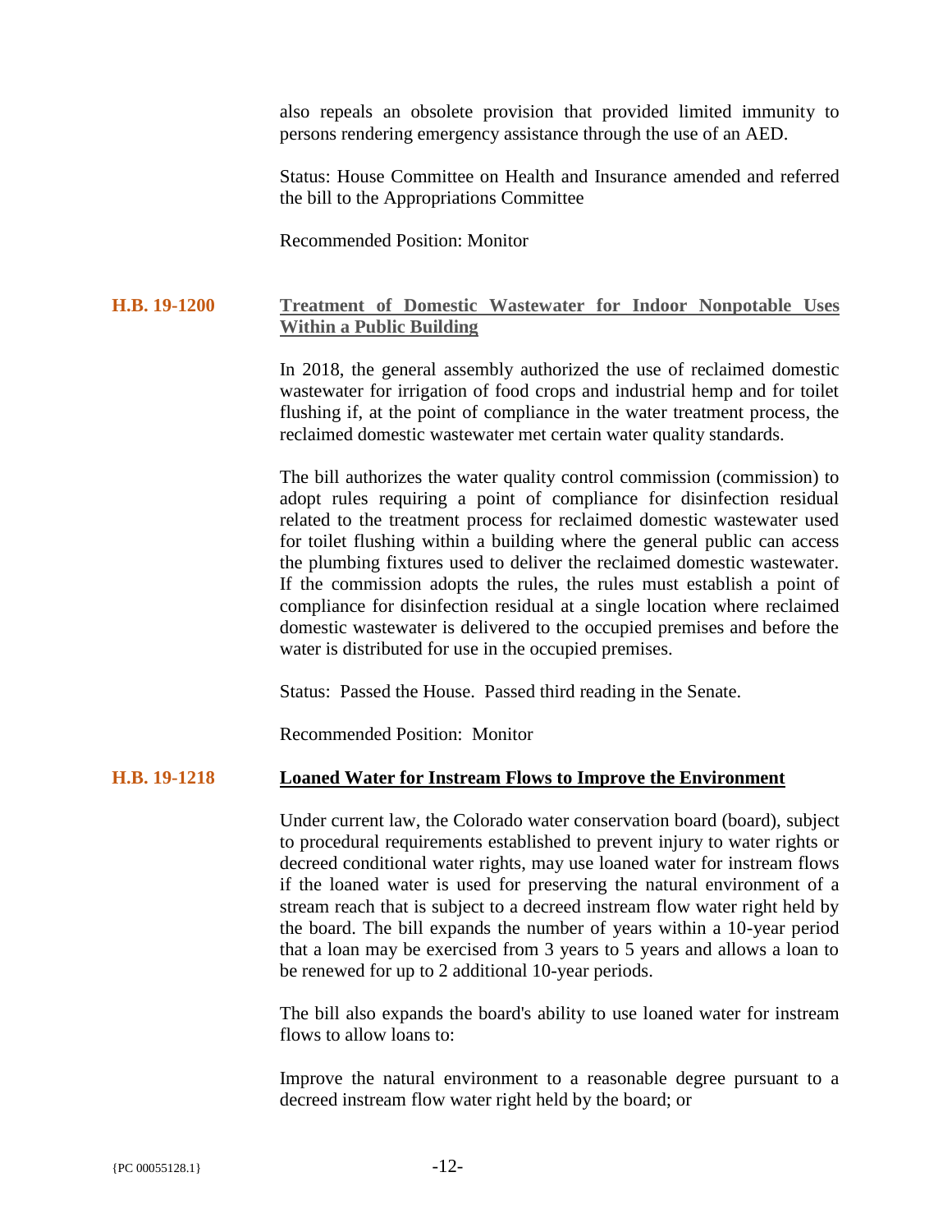also repeals an obsolete provision that provided limited immunity to persons rendering emergency assistance through the use of an AED.

Status: House Committee on Health and Insurance amended and referred the bill to the Appropriations Committee

Recommended Position: Monitor

**H.B. 19-1200** **Treatment of Domestic Wastewater for Indoor Nonpotable Uses Within a Public Building**

In 2018, the general assembly authorized the use of reclaimed domestic wastewater for irrigation of food crops and industrial hemp and for toilet flushing if, at the point of compliance in the water treatment process, the reclaimed domestic wastewater met certain water quality standards.

The bill authorizes the water quality control commission (commission) to adopt rules requiring a point of compliance for disinfection residual related to the treatment process for reclaimed domestic wastewater used for toilet flushing within a building where the general public can access the plumbing fixtures used to deliver the reclaimed domestic wastewater. If the commission adopts the rules, the rules must establish a point of compliance for disinfection residual at a single location where reclaimed domestic wastewater is delivered to the occupied premises and before the water is distributed for use in the occupied premises.

Status: Passed the House. Passed third reading in the Senate.

Recommended Position: Monitor

**H.B. 19-1218** **Loaned Water for Instream Flows to Improve the Environment**

Under current law, the Colorado water conservation board (board), subject to procedural requirements established to prevent injury to water rights or decreed conditional water rights, may use loaned water for instream flows if the loaned water is used for preserving the natural environment of a stream reach that is subject to a decreed instream flow water right held by the board. The bill expands the number of years within a 10-year period that a loan may be exercised from 3 years to 5 years and allows a loan to be renewed for up to 2 additional 10-year periods.

The bill also expands the board's ability to use loaned water for instream flows to allow loans to:

Improve the natural environment to a reasonable degree pursuant to a decreed instream flow water right held by the board; or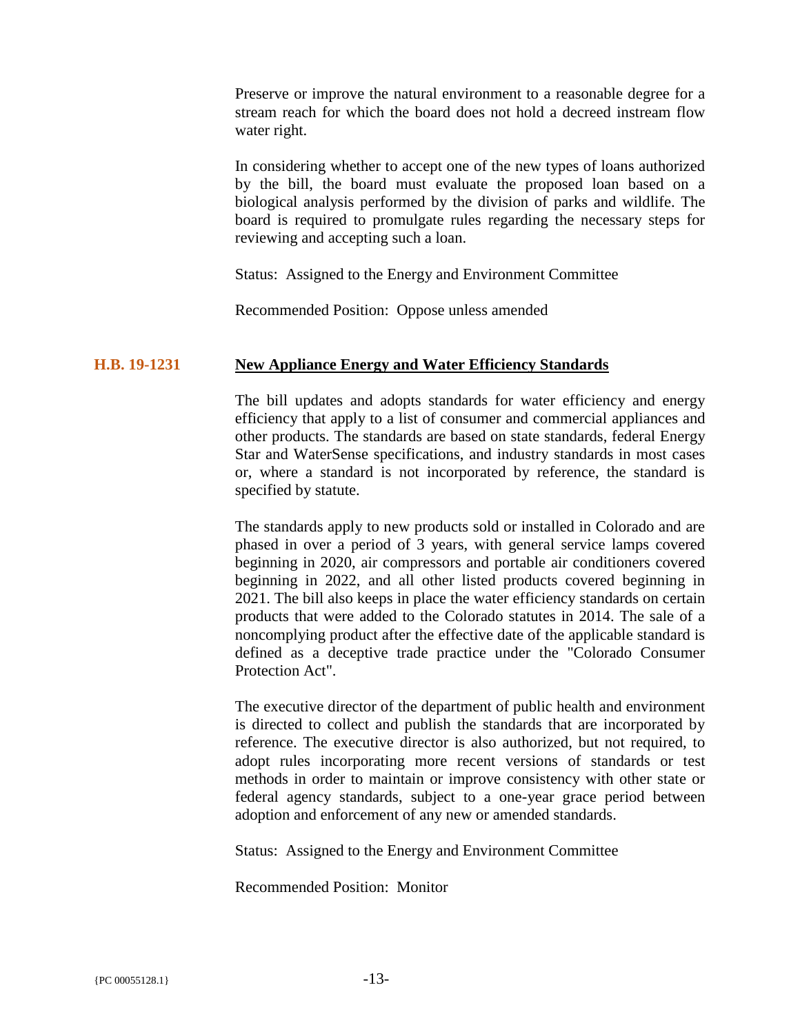Preserve or improve the natural environment to a reasonable degree for a stream reach for which the board does not hold a decreed instream flow water right.

In considering whether to accept one of the new types of loans authorized by the bill, the board must evaluate the proposed loan based on a biological analysis performed by the division of parks and wildlife. The board is required to promulgate rules regarding the necessary steps for reviewing and accepting such a loan.

Status: Assigned to the Energy and Environment Committee

Recommended Position: Oppose unless amended

## H.B. 19-1231 — New Appliance Energy and Water Efficiency Standards

The bill updates and adopts standards for water efficiency and energy efficiency that apply to a list of consumer and commercial appliances and other products. The standards are based on state standards, federal Energy Star and WaterSense specifications, and industry standards in most cases or, where a standard is not incorporated by reference, the standard is specified by statute.

The standards apply to new products sold or installed in Colorado and are phased in over a period of 3 years, with general service lamps covered beginning in 2020, air compressors and portable air conditioners covered beginning in 2022, and all other listed products covered beginning in 2021. The bill also keeps in place the water efficiency standards on certain products that were added to the Colorado statutes in 2014. The sale of a noncomplying product after the effective date of the applicable standard is defined as a deceptive trade practice under the "Colorado Consumer Protection Act".

The executive director of the department of public health and environment is directed to collect and publish the standards that are incorporated by reference. The executive director is also authorized, but not required, to adopt rules incorporating more recent versions of standards or test methods in order to maintain or improve consistency with other state or federal agency standards, subject to a one-year grace period between adoption and enforcement of any new or amended standards.

Status: Assigned to the Energy and Environment Committee

Recommended Position: Monitor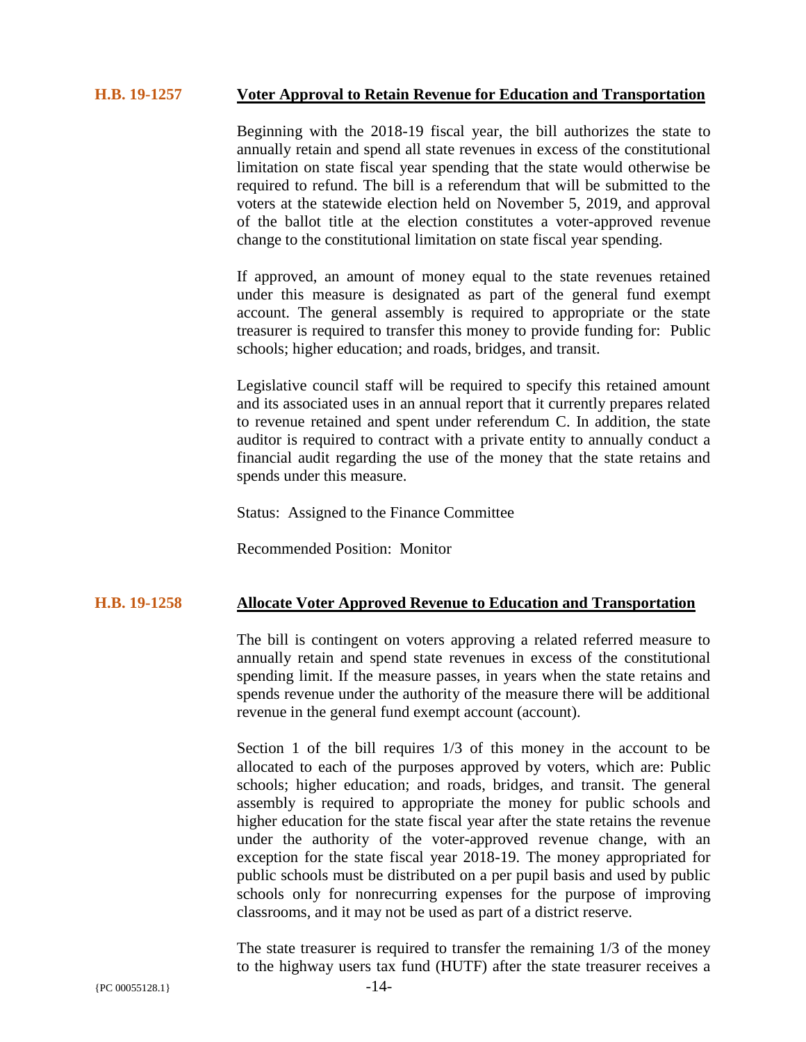## H.B. 19-1257 Voter Approval to Retain Revenue for Education and Transportation

Beginning with the 2018-19 fiscal year, the bill authorizes the state to annually retain and spend all state revenues in excess of the constitutional limitation on state fiscal year spending that the state would otherwise be required to refund. The bill is a referendum that will be submitted to the voters at the statewide election held on November 5, 2019, and approval of the ballot title at the election constitutes a voter-approved revenue change to the constitutional limitation on state fiscal year spending.

If approved, an amount of money equal to the state revenues retained under this measure is designated as part of the general fund exempt account. The general assembly is required to appropriate or the state treasurer is required to transfer this money to provide funding for: Public schools; higher education; and roads, bridges, and transit.

Legislative council staff will be required to specify this retained amount and its associated uses in an annual report that it currently prepares related to revenue retained and spent under referendum C. In addition, the state auditor is required to contract with a private entity to annually conduct a financial audit regarding the use of the money that the state retains and spends under this measure.

Status: Assigned to the Finance Committee

Recommended Position: Monitor

## H.B. 19-1258 Allocate Voter Approved Revenue to Education and Transportation

The bill is contingent on voters approving a related referred measure to annually retain and spend state revenues in excess of the constitutional spending limit. If the measure passes, in years when the state retains and spends revenue under the authority of the measure there will be additional revenue in the general fund exempt account (account).

Section 1 of the bill requires 1/3 of this money in the account to be allocated to each of the purposes approved by voters, which are: Public schools; higher education; and roads, bridges, and transit. The general assembly is required to appropriate the money for public schools and higher education for the state fiscal year after the state retains the revenue under the authority of the voter-approved revenue change, with an exception for the state fiscal year 2018-19. The money appropriated for public schools must be distributed on a per pupil basis and used by public schools only for nonrecurring expenses for the purpose of improving classrooms, and it may not be used as part of a district reserve.

The state treasurer is required to transfer the remaining 1/3 of the money to the highway users tax fund (HUTF) after the state treasurer receives a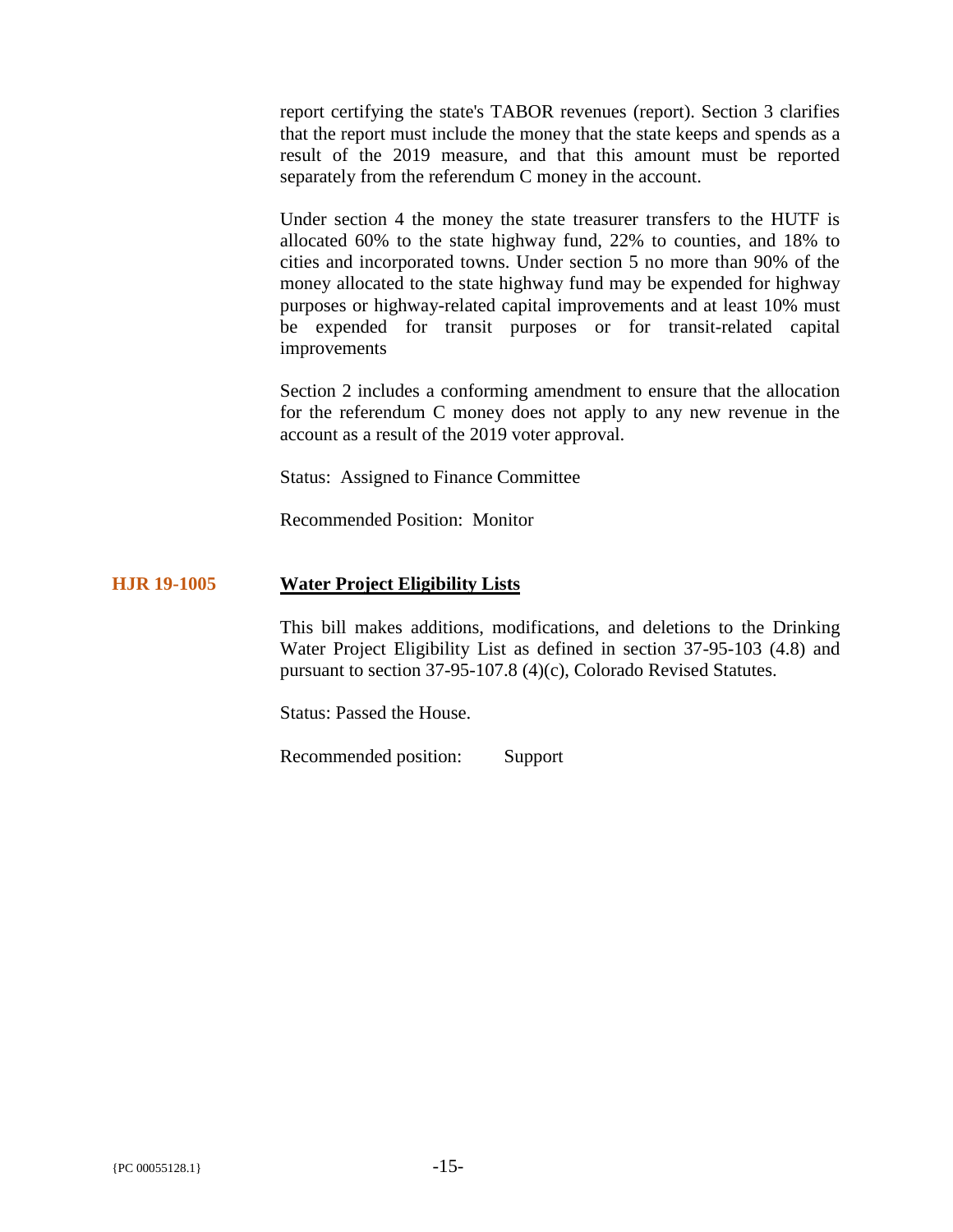report certifying the state's TABOR revenues (report). Section 3 clarifies that the report must include the money that the state keeps and spends as a result of the 2019 measure, and that this amount must be reported separately from the referendum C money in the account.

Under section 4 the money the state treasurer transfers to the HUTF is allocated 60% to the state highway fund, 22% to counties, and 18% to cities and incorporated towns. Under section 5 no more than 90% of the money allocated to the state highway fund may be expended for highway purposes or highway-related capital improvements and at least 10% must be expended for transit purposes or for transit-related capital improvements

Section 2 includes a conforming amendment to ensure that the allocation for the referendum C money does not apply to any new revenue in the account as a result of the 2019 voter approval.

Status: Assigned to Finance Committee

Recommended Position: Monitor

**HJR 19-1005** **Water Project Eligibility Lists**

This bill makes additions, modifications, and deletions to the Drinking Water Project Eligibility List as defined in section 37-95-103 (4.8) and pursuant to section 37-95-107.8 (4)(c), Colorado Revised Statutes.

Status: Passed the House.

Recommended position: Support